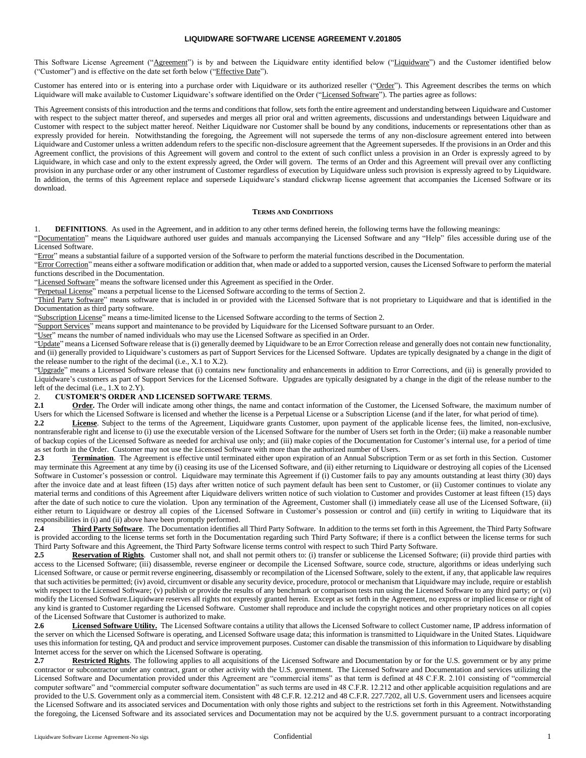# LIQUIDWARE SOFTWARE LICENSE AGREEMENT V.201805

This Software License Agreement ("Agreement") is by and between the Liquidware entity identified below ("Liquidware") and the Customer identified below ("Customer") and is effective on the date set forth below ("Effective Date").

Customer has entered into or is entering into a purchase order with Liquidware or its authorized reseller ("Order"). This Agreement describes the terms on which Liquidware will make available to Customer Liquidware's software identified on the Order ("Licensed Software"). The parties agree as follows:

This Agreement consists of this introduction and the terms and conditions that follow, sets forth the entire agreement and understanding between Liquidware and Customer with respect to the subject matter thereof, and supersedes and merges all prior oral and written agreements, discussions and understandings between Liquidware and Customer with respect to the subject matter hereof. Neither Liquidware nor Customer shall be bound by any conditions, inducements or representations other than as expressly provided for herein. Notwithstanding the foregoing, the Agreement will not supersede the terms of any non-disclosure agreement entered into between Liquidware and Customer unless a written addendum refers to the specific non-disclosure agreement that the Agreement supersedes. If the provisions in an Order and this Agreement conflict, the provisions of this Agreement will govern and control to the extent of such conflict unless a provision in an Order is expressly agreed to by Liquidware, in which case and only to the extent expressly agreed, the Order will govern. The terms of an Order and this Agreement will prevail over any conflicting provision in any purchase order or any other instrument of Customer regardless of execution by Liquidware unless such provision is expressly agreed to by Liquidware. In addition, the terms of this Agreement replace and supersede Liquidware's standard clickwrap license agreement that accompanies the Licensed Software or its download.

## TERMS AND CONDITIONS

1. **DEFINITIONS**. As used in the Agreement, and in addition to any other terms defined herein, the following terms have the following meanings:

"Documentation" means the Liquidware authored user guides and manuals accompanying the Licensed Software and any "Help" files accessible during use of the Licensed Software.

"Error" means a substantial failure of a supported version of the Software to perform the material functions described in the Documentation.

"Error Correction" means either a software modification or addition that, when made or added to a supported version, causes the Licensed Software to perform the material functions described in the Documentation.

"Licensed Software" means the software licensed under this Agreement as specified in the Order.

"Perpetual License" means a perpetual license to the Licensed Software according to the terms of Section 2.

"Third Party Software" means software that is included in or provided with the Licensed Software that is not proprietary to Liquidware and that is identified in the Documentation as third party software.

"Subscription License" means a time-limited license to the Licensed Software according to the terms of Section 2.

"Support Services" means support and maintenance to be provided by Liquidware for the Licensed Software pursuant to an Order.

"User" means the number of named individuals who may use the Licensed Software as specified in an Order.

"Update" means a Licensed Software release that is (i) generally deemed by Liquidware to be an Error Correction release and generally does not contain new functionality, and (ii) generally provided to Liquidware's customers as part of Support Services for the Licensed Software. Updates are typically designated by a change in the digit of the release number to the right of the decimal (i.e., X.1 to X.2).

"Upgrade" means a Licensed Software release that (i) contains new functionality and enhancements in addition to Error Corrections, and (ii) is generally provided to Liquidware's customers as part of Support Services for the Licensed Software. Upgrades are typically designated by a change in the digit of the release number to the left of the decimal (i.e., 1.X to 2.Y).

2. **CUSTOMER'S ORDER AND LICENSED SOFTWARE TERMS**.

**2.1 Order.** The Order will indicate among other things, the name and contact information of the Customer, the Licensed Software, the maximum number of Users for which the Licensed Software is licensed and whether the license is a Perpetual License or a Subscription License (and if the later, for what period of time).

**2.2 License**. Subject to the terms of the Agreement, Liquidware grants Customer, upon payment of the applicable license fees, the limited, non-exclusive, nontransferable right and license to (i) use the executable version of the Licensed Software for the number of Users set forth in the Order; (ii) make a reasonable number of backup copies of the Licensed Software as needed for archival use only; and (iii) make copies of the Documentation for Customer's internal use, for a period of time as set forth in the Order. Customer may not use the Licensed Software with more than the authorized number of Users.

**2.3 Termination**. The Agreement is effective until terminated either upon expiration of an Annual Subscription Term or as set forth in this Section. Customer may terminate this Agreement at any time by (i) ceasing its use of the Licensed Software, and (ii) either returning to Liquidware or destroying all copies of the Licensed Software in Customer's possession or control. Liquidware may terminate this Agreement if (i) Customer fails to pay any amounts outstanding at least thirty (30) days after the invoice date and at least fifteen (15) days after written notice of such payment default has been sent to Customer, or (ii) Customer continues to violate any material terms and conditions of this Agreement after Liquidware delivers written notice of such violation to Customer and provides Customer at least fifteen (15) days after the date of such notice to cure the violation. Upon any termination of the Agreement, Customer shall (i) immediately cease all use of the Licensed Software, (ii) either return to Liquidware or destroy all copies of the Licensed Software in Customer's possession or control and (iii) certify in writing to Liquidware that its responsibilities in (i) and (ii) above have been promptly performed.

**2.4 Third Party Software**. The Documentation identifies all Third Party Software. In addition to the terms set forth in this Agreement, the Third Party Software is provided according to the license terms set forth in the Documentation regarding such Third Party Software; if there is a conflict between the license terms for such Third Party Software and this Agreement, the Third Party Software license terms control with respect to such Third Party Software.

**2.5 Reservation of Rights**. Customer shall not, and shall not permit others to: (i) transfer or sublicense the Licensed Software; (ii) provide third parties with access to the Licensed Software; (iii) disassemble, reverse engineer or decompile the Licensed Software, source code, structure, algorithms or ideas underlying such Licensed Software, or cause or permit reverse engineering, disassembly or recompilation of the Licensed Software, solely to the extent, if any, that applicable law requires that such activities be permitted; (iv) avoid, circumvent or disable any security device, procedure, protocol or mechanism that Liquidware may include, require or establish with respect to the Licensed Software; (v) publish or provide the results of any benchmark or comparison tests run using the Licensed Software to any third party; or (vi) modify the Licensed Software.Liquidware reserves all rights not expressly granted herein. Except as set forth in the Agreement, no express or implied license or right of any kind is granted to Customer regarding the Licensed Software. Customer shall reproduce and include the copyright notices and other proprietary notices on all copies of the Licensed Software that Customer is authorized to make.

**2.6 Licensed Software Utility.** The Licensed Software contains a utility that allows the Licensed Software to collect Customer name, IP address information of the server on which the Licensed Software is operating, and Licensed Software usage data; this information is transmitted to Liquidware in the United States. Liquidware uses this information for testing, QA and product and service improvement purposes. Customer can disable the transmission of this information to Liquidware by disabling Internet access for the server on which the Licensed Software is operating.

**2.7 Restricted Rights**. The following applies to all acquisitions of the Licensed Software and Documentation by or for the U.S. government or by any prime contractor or subcontractor under any contract, grant or other activity with the U.S. government. The Licensed Software and Documentation and services utilizing the Licensed Software and Documentation provided under this Agreement are "commercial items" as that term is defined at 48 C.F.R. 2.101 consisting of "commercial computer software" and "commercial computer software documentation" as such terms are used in 48 C.F.R. 12.212 and other applicable acquisition regulations and are provided to the U.S. Government only as a commercial item. Consistent with 48 C.F.R. 12.212 and 48 C.F.R. 227.7202, all U.S. Government users and licensees acquire the Licensed Software and its associated services and Documentation with only those rights and subject to the restrictions set forth in this Agreement. Notwithstanding the foregoing, the Licensed Software and its associated services and Documentation may not be acquired by the U.S. government pursuant to a contract incorporating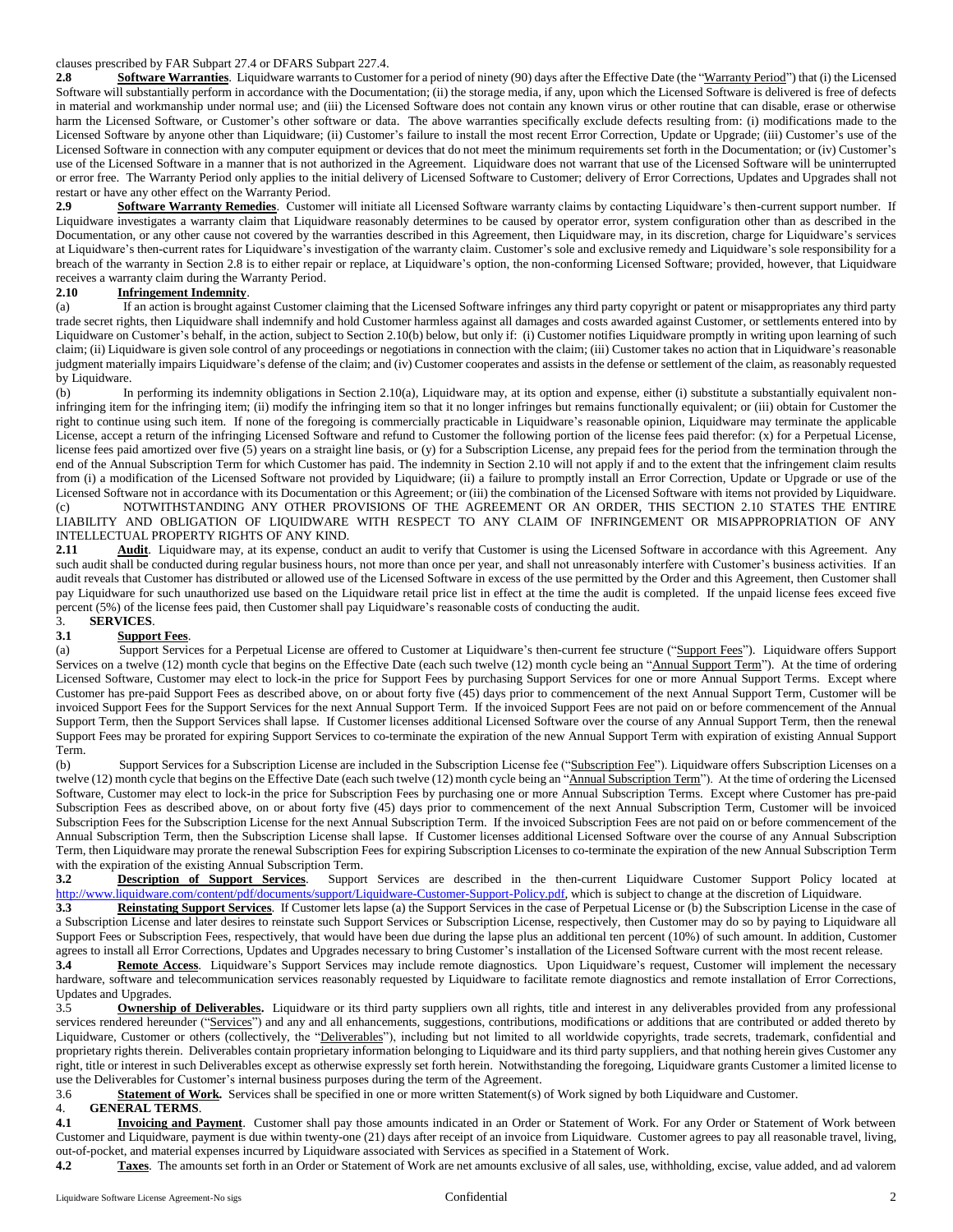clauses prescribed by FAR Subpart 27.4 or DFARS Subpart 227.4.

**2.8 Software Warranties**. Liquidware warrants to Customer for a period of ninety (90) days after the Effective Date (the "Warranty Period") that (i) the Licensed Software will substantially perform in accordance with the Documentation; (ii) the storage media, if any, upon which the Licensed Software is delivered is free of defects in material and workmanship under normal use; and (iii) the Licensed Software does not contain any known virus or other routine that can disable, erase or otherwise harm the Licensed Software, or Customer's other software or data. The above warranties specifically exclude defects resulting from: (i) modifications made to the Licensed Software by anyone other than Liquidware; (ii) Customer's failure to install the most recent Error Correction, Update or Upgrade; (iii) Customer's use of the Licensed Software in connection with any computer equipment or devices that do not meet the minimum requirements set forth in the Documentation; or (iv) Customer's use of the Licensed Software in a manner that is not authorized in the Agreement. Liquidware does not warrant that use of the Licensed Software will be uninterrupted or error free. The Warranty Period only applies to the initial delivery of Licensed Software to Customer; delivery of Error Corrections, Updates and Upgrades shall not restart or have any other effect on the Warranty Period.

**2.9 Software Warranty Remedies**. Customer will initiate all Licensed Software warranty claims by contacting Liquidware's then-current support number. If Liquidware investigates a warranty claim that Liquidware reasonably determines to be caused by operator error, system configuration other than as described in the Documentation, or any other cause not covered by the warranties described in this Agreement, then Liquidware may, in its discretion, charge for Liquidware's services at Liquidware's then-current rates for Liquidware's investigation of the warranty claim. Customer's sole and exclusive remedy and Liquidware's sole responsibility for a breach of the warranty in Section 2.8 is to either repair or replace, at Liquidware's option, the non-conforming Licensed Software; provided, however, that Liquidware receives a warranty claim during the Warranty Period.

**2.10 Infringement Indemnity**.

(a) If an action is brought against Customer claiming that the Licensed Software infringes any third party copyright or patent or misappropriates any third party trade secret rights, then Liquidware shall indemnify and hold Customer harmless against all damages and costs awarded against Customer, or settlements entered into by Liquidware on Customer's behalf, in the action, subject to Section 2.10(b) below, but only if: (i) Customer notifies Liquidware promptly in writing upon learning of such claim; (ii) Liquidware is given sole control of any proceedings or negotiations in connection with the claim; (iii) Customer takes no action that in Liquidware's reasonable judgment materially impairs Liquidware's defense of the claim; and (iv) Customer cooperates and assists in the defense or settlement of the claim, as reasonably requested by Liquidware.

(b) In performing its indemnity obligations in Section 2.10(a), Liquidware may, at its option and expense, either (i) substitute a substantially equivalent non-infringing item for the infringing item; (ii) modify the infringing item so that it no longer infringes but remains functionally equivalent; or (iii) obtain for Customer the right to continue using such item. If none of the foregoing is commercially practicable in Liquidware's reasonable opinion, Liquidware may terminate the applicable License, accept a return of the infringing Licensed Software and refund to Customer the following portion of the license fees paid therefor: (x) for a Perpetual License, license fees paid amortized over five (5) years on a straight line basis, or (y) for a Subscription License, any prepaid fees for the period from the termination through the end of the Annual Subscription Term for which Customer has paid. The indemnity in Section 2.10 will not apply if and to the extent that the infringement claim results from (i) a modification of the Licensed Software not provided by Liquidware; (ii) a failure to promptly install an Error Correction, Update or Upgrade or use of the Licensed Software not in accordance with its Documentation or this Agreement; or (iii) the combination of the Licensed Software with items not provided by Liquidware.

(c) NOTWITHSTANDING ANY OTHER PROVISIONS OF THE AGREEMENT OR AN ORDER, THIS SECTION 2.10 STATES THE ENTIRE LIABILITY AND OBLIGATION OF LIQUIDWARE WITH RESPECT TO ANY CLAIM OF INFRINGEMENT OR MISAPPROPRIATION OF ANY INTELLECTUAL PROPERTY RIGHTS OF ANY KIND.

**2.11 Audit**. Liquidware may, at its expense, conduct an audit to verify that Customer is using the Licensed Software in accordance with this Agreement. Any such audit shall be conducted during regular business hours, not more than once per year, and shall not unreasonably interfere with Customer's business activities. If an audit reveals that Customer has distributed or allowed use of the Licensed Software in excess of the use permitted by the Order and this Agreement, then Customer shall pay Liquidware for such unauthorized use based on the Liquidware retail price list in effect at the time the audit is completed. If the unpaid license fees exceed five percent (5%) of the license fees paid, then Customer shall pay Liquidware's reasonable costs of conducting the audit.

## 3. SERVICES.

**3.1 Support Fees**.

(a) Support Services for a Perpetual License are offered to Customer at Liquidware's then-current fee structure ("Support Fees"). Liquidware offers Support Services on a twelve (12) month cycle that begins on the Effective Date (each such twelve (12) month cycle being an "Annual Support Term"). At the time of ordering Licensed Software, Customer may elect to lock-in the price for Support Fees by purchasing Support Services for one or more Annual Support Terms. Except where Customer has pre-paid Support Fees as described above, on or about forty five (45) days prior to commencement of the next Annual Support Term, Customer will be invoiced Support Fees for the Support Services for the next Annual Support Term. If the invoiced Support Fees are not paid on or before commencement of the Annual Support Term, then the Support Services shall lapse. If Customer licenses additional Licensed Software over the course of any Annual Support Term, then the renewal Support Fees may be prorated for expiring Support Services to co-terminate the expiration of the new Annual Support Term with expiration of existing Annual Support Term.

(b) Support Services for a Subscription License are included in the Subscription License fee ("Subscription Fee"). Liquidware offers Subscription Licenses on a twelve (12) month cycle that begins on the Effective Date (each such twelve (12) month cycle being an "Annual Subscription Term"). At the time of ordering the Licensed Software, Customer may elect to lock-in the price for Subscription Fees by purchasing one or more Annual Subscription Terms. Except where Customer has pre-paid Subscription Fees as described above, on or about forty five (45) days prior to commencement of the next Annual Subscription Term, Customer will be invoiced Subscription Fees for the Subscription License for the next Annual Subscription Term. If the invoiced Subscription Fees are not paid on or before commencement of the Annual Subscription Term, then the Subscription License shall lapse. If Customer licenses additional Licensed Software over the course of any Annual Subscription Term, then Liquidware may prorate the renewal Subscription Fees for expiring Subscription Licenses to co-terminate the expiration of the new Annual Subscription Term with the expiration of the existing Annual Subscription Term.

**3.2 Description of Support Services**. Support Services are described in the then-current Liquidware Customer Support Policy located at http://www.liquidware.com/content/pdf/documents/support/Liquidware-Customer-Support-Policy.pdf, which is subject to change at the discretion of Liquidware.

**3.3 Reinstating Support Services**. If Customer lets lapse (a) the Support Services in the case of Perpetual License or (b) the Subscription License in the case of a Subscription License and later desires to reinstate such Support Services or Subscription License, respectively, then Customer may do so by paying to Liquidware all Support Fees or Subscription Fees, respectively, that would have been due during the lapse plus an additional ten percent (10%) of such amount. In addition, Customer agrees to install all Error Corrections, Updates and Upgrades necessary to bring Customer's installation of the Licensed Software current with the most recent release.

**3.4 Remote Access**. Liquidware's Support Services may include remote diagnostics. Upon Liquidware's request, Customer will implement the necessary hardware, software and telecommunication services reasonably requested by Liquidware to facilitate remote diagnostics and remote installation of Error Corrections, Updates and Upgrades.

3.5 **Ownership of Deliverables.** Liquidware or its third party suppliers own all rights, title and interest in any deliverables provided from any professional services rendered hereunder ("Services") and any and all enhancements, suggestions, contributions, modifications or additions that are contributed or added thereto by Liquidware, Customer or others (collectively, the "Deliverables"), including but not limited to all worldwide copyrights, trade secrets, trademark, confidential and proprietary rights therein. Deliverables contain proprietary information belonging to Liquidware and its third party suppliers, and that nothing herein gives Customer any right, title or interest in such Deliverables except as otherwise expressly set forth herein. Notwithstanding the foregoing, Liquidware grants Customer a limited license to use the Deliverables for Customer's internal business purposes during the term of the Agreement.

3.6 **Statement of Work.** Services shall be specified in one or more written Statement(s) of Work signed by both Liquidware and Customer.

## 4. GENERAL TERMS.

**4.1 Invoicing and Payment**. Customer shall pay those amounts indicated in an Order or Statement of Work. For any Order or Statement of Work between Customer and Liquidware, payment is due within twenty-one (21) days after receipt of an invoice from Liquidware. Customer agrees to pay all reasonable travel, living, out-of-pocket, and material expenses incurred by Liquidware associated with Services as specified in a Statement of Work.

**4.2 Taxes**. The amounts set forth in an Order or Statement of Work are net amounts exclusive of all sales, use, withholding, excise, value added, and ad valorem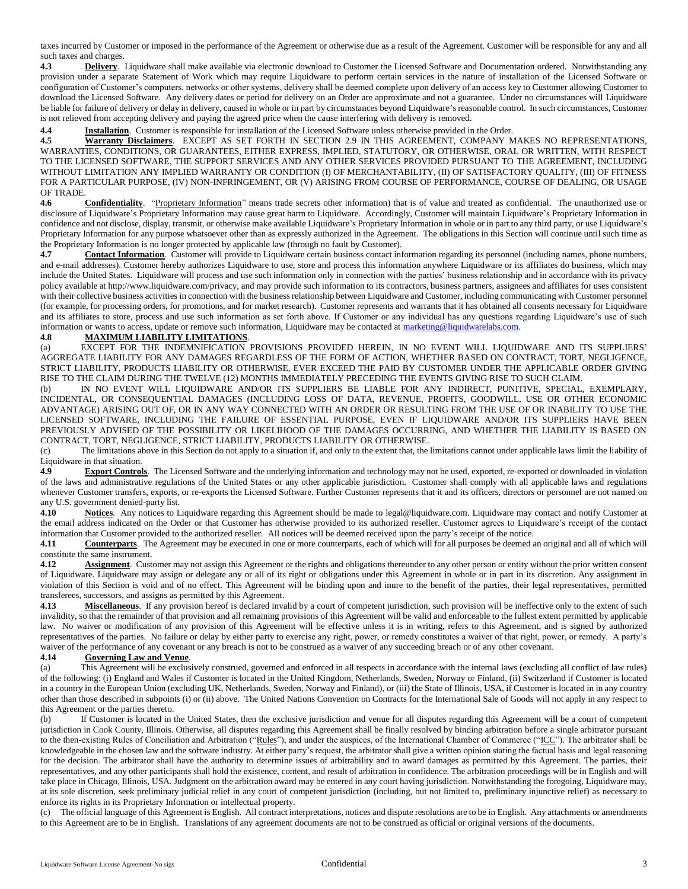taxes incurred by Customer or imposed in the performance of the Agreement or otherwise due as a result of the Agreement. Customer will be responsible for any and all such taxes and charges.

**4.3** **Delivery**. Liquidware shall make available via electronic download to Customer the Licensed Software and Documentation ordered. Notwithstanding any provision under a separate Statement of Work which may require Liquidware to perform certain services in the nature of installation of the Licensed Software or configuration of Customer's computers, networks or other systems, delivery shall be deemed complete upon delivery of an access key to Customer allowing Customer to download the Licensed Software. Any delivery dates or period for delivery on an Order are approximate and not a guarantee. Under no circumstances will Liquidware be liable for failure of delivery or delay in delivery, caused in whole or in part by circumstances beyond Liquidware's reasonable control. In such circumstances, Customer is not relieved from accepting delivery and paying the agreed price when the cause interfering with delivery is removed.

**4.4** **Installation**. Customer is responsible for installation of the Licensed Software unless otherwise provided in the Order.

**4.5** **Warranty Disclaimers**. EXCEPT AS SET FORTH IN SECTION 2.9 IN THIS AGREEMENT, COMPANY MAKES NO REPRESENTATIONS, WARRANTIES, CONDITIONS, OR GUARANTEES, EITHER EXPRESS, IMPLIED, STATUTORY, OR OTHERWISE, ORAL OR WRITTEN, WITH RESPECT TO THE LICENSED SOFTWARE, THE SUPPORT SERVICES AND ANY OTHER SERVICES PROVIDED PURSUANT TO THE AGREEMENT, INCLUDING WITHOUT LIMITATION ANY IMPLIED WARRANTY OR CONDITION (I) OF MERCHANTABILITY, (II) OF SATISFACTORY QUALITY, (III) OF FITNESS FOR A PARTICULAR PURPOSE, (IV) NON-INFRINGEMENT, OR (V) ARISING FROM COURSE OF PERFORMANCE, COURSE OF DEALING, OR USAGE OF TRADE.

**4.6** **Confidentiality**. "Proprietary Information" means trade secrets other information) that is of value and treated as confidential. The unauthorized use or disclosure of Liquidware's Proprietary Information may cause great harm to Liquidware. Accordingly, Customer will maintain Liquidware's Proprietary Information in confidence and not disclose, display, transmit, or otherwise make available Liquidware's Proprietary Information in whole or in part to any third party, or use Liquidware's Proprietary Information for any purpose whatsoever other than as expressly authorized in the Agreement. The obligations in this Section will continue until such time as the Proprietary Information is no longer protected by applicable law (through no fault by Customer).

**4.7** **Contact Information**. Customer will provide to Liquidware certain business contact information regarding its personnel (including names, phone numbers, and e-mail addresses). Customer hereby authorizes Liquidware to use, store and process this information anywhere Liquidware or its affiliates do business, which may include the United States. Liquidware will process and use such information only in connection with the parties' business relationship and in accordance with its privacy policy available at http://www.liquidware.com/privacy, and may provide such information to its contractors, business partners, assignees and affiliates for uses consistent with their collective business activities in connection with the business relationship between Liquidware and Customer, including communicating with Customer personnel (for example, for processing orders, for promotions, and for market research). Customer represents and warrants that it has obtained all consents necessary for Liquidware and its affiliates to store, process and use such information as set forth above. If Customer or any individual has any questions regarding Liquidware's use of such information or wants to access, update or remove such information, Liquidware may be contacted at marketing@liquidwarelabs.com.

**4.8** **MAXIMUM LIABILITY LIMITATIONS**.

(a) EXCEPT FOR THE INDEMNIFICATION PROVISIONS PROVIDED HEREIN, IN NO EVENT WILL LIQUIDWARE AND ITS SUPPLIERS' AGGREGATE LIABILITY FOR ANY DAMAGES REGARDLESS OF THE FORM OF ACTION, WHETHER BASED ON CONTRACT, TORT, NEGLIGENCE, STRICT LIABILITY, PRODUCTS LIABILITY OR OTHERWISE, EVER EXCEED THE PAID BY CUSTOMER UNDER THE APPLICABLE ORDER GIVING RISE TO THE CLAIM DURING THE TWELVE (12) MONTHS IMMEDIATELY PRECEDING THE EVENTS GIVING RISE TO SUCH CLAIM.

(b) IN NO EVENT WILL LIQUIDWARE AND/OR ITS SUPPLIERS BE LIABLE FOR ANY INDIRECT, PUNITIVE, SPECIAL, EXEMPLARY, INCIDENTAL, OR CONSEQUENTIAL DAMAGES (INCLUDING LOSS OF DATA, REVENUE, PROFITS, GOODWILL, USE OR OTHER ECONOMIC ADVANTAGE) ARISING OUT OF, OR IN ANY WAY CONNECTED WITH AN ORDER OR RESULTING FROM THE USE OF OR INABILITY TO USE THE LICENSED SOFTWARE, INCLUDING THE FAILURE OF ESSENTIAL PURPOSE, EVEN IF LIQUIDWARE AND/OR ITS SUPPLIERS HAVE BEEN PREVIOUSLY ADVISED OF THE POSSIBILITY OR LIKELIHOOD OF THE DAMAGES OCCURRING, AND WHETHER THE LIABILITY IS BASED ON CONTRACT, TORT, NEGLIGENCE, STRICT LIABILITY, PRODUCTS LIABILITY OR OTHERWISE.

(c) The limitations above in this Section do not apply to a situation if, and only to the extent that, the limitations cannot under applicable laws limit the liability of Liquidware in that situation.

**4.9** **Export Controls**. The Licensed Software and the underlying information and technology may not be used, exported, re-exported or downloaded in violation of the laws and administrative regulations of the United States or any other applicable jurisdiction. Customer shall comply with all applicable laws and regulations whenever Customer transfers, exports, or re-exports the Licensed Software. Further Customer represents that it and its officers, directors or personnel are not named on any U.S. government denied-party list.

**4.10** **Notices**. Any notices to Liquidware regarding this Agreement should be made to legal@liquidware.com. Liquidware may contact and notify Customer at the email address indicated on the Order or that Customer has otherwise provided to its authorized reseller. Customer agrees to Liquidware's receipt of the contact information that Customer provided to the authorized reseller. All notices will be deemed received upon the party's receipt of the notice.

**4.11** **Counterparts**. The Agreement may be executed in one or more counterparts, each of which will for all purposes be deemed an original and all of which will constitute the same instrument.

**4.12** **Assignment**. Customer may not assign this Agreement or the rights and obligations thereunder to any other person or entity without the prior written consent of Liquidware. Liquidware may assign or delegate any or all of its right or obligations under this Agreement in whole or in part in its discretion. Any assignment in violation of this Section is void and of no effect. This Agreement will be binding upon and inure to the benefit of the parties, their legal representatives, permitted transferees, successors, and assigns as permitted by this Agreement.

**4.13** **Miscellaneous**. If any provision hereof is declared invalid by a court of competent jurisdiction, such provision will be ineffective only to the extent of such invalidity, so that the remainder of that provision and all remaining provisions of this Agreement will be valid and enforceable to the fullest extent permitted by applicable law. No waiver or modification of any provision of this Agreement will be effective unless it is in writing, refers to this Agreement, and is signed by authorized representatives of the parties. No failure or delay by either party to exercise any right, power, or remedy constitutes a waiver of that right, power, or remedy. A party's waiver of the performance of any covenant or any breach is not to be construed as a waiver of any succeeding breach or of any other covenant.

**4.14** **Governing Law and Venue**.

(a) This Agreement will be exclusively construed, governed and enforced in all respects in accordance with the internal laws (excluding all conflict of law rules) of the following: (i) England and Wales if Customer is located in the United Kingdom, Netherlands, Sweden, Norway or Finland, (ii) Switzerland if Customer is located in a country in the European Union (excluding UK, Netherlands, Sweden, Norway and Finland), or (iii) the State of Illinois, USA, if Customer is located in in any country other than those described in subpoints (i) or (ii) above. The United Nations Convention on Contracts for the International Sale of Goods will not apply in any respect to this Agreement or the parties thereto.

(b) If Customer is located in the United States, then the exclusive jurisdiction and venue for all disputes regarding this Agreement will be a court of competent jurisdiction in Cook County, Illinois. Otherwise, all disputes regarding this Agreement shall be finally resolved by binding arbitration before a single arbitrator pursuant to the then-existing Rules of Conciliation and Arbitration ("Rules"), and under the auspices, of the International Chamber of Commerce ("ICC"). The arbitrator shall be knowledgeable in the chosen law and the software industry. At either party's request, the arbitrator shall give a written opinion stating the factual basis and legal reasoning for the decision. The arbitrator shall have the authority to determine issues of arbitrability and to award damages as permitted by this Agreement. The parties, their representatives, and any other participants shall hold the existence, content, and result of arbitration in confidence. The arbitration proceedings will be in English and will take place in Chicago, Illinois, USA. Judgment on the arbitration award may be entered in any court having jurisdiction. Notwithstanding the foregoing, Liquidware may, at its sole discretion, seek preliminary judicial relief in any court of competent jurisdiction (including, but not limited to, preliminary injunctive relief) as necessary to enforce its rights in its Proprietary Information or intellectual property.

(c) The official language of this Agreement is English. All contract interpretations, notices and dispute resolutions are to be in English. Any attachments or amendments to this Agreement are to be in English. Translations of any agreement documents are not to be construed as official or original versions of the documents.